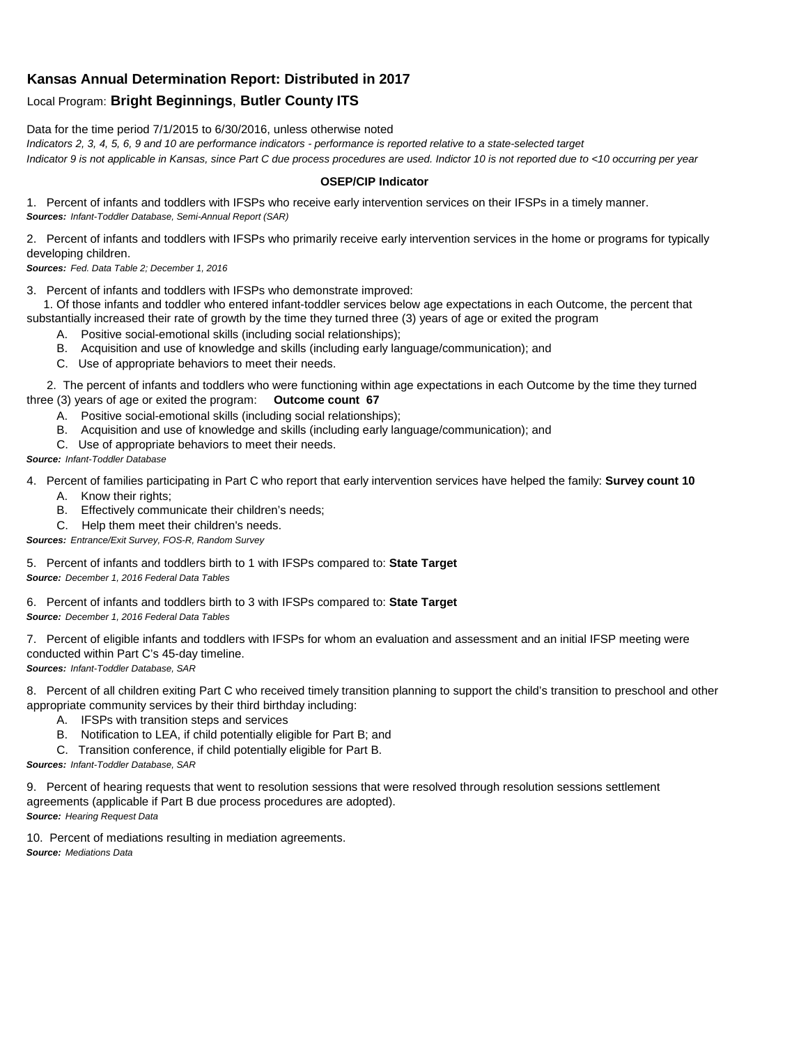## Kansas Annual Determination Report: Distributed in 2017

Local Program: **Bright Beginnings**, **Butler County ITS**

Data for the time period 7/1/2015 to 6/30/2016, unless otherwise noted

*Indicators 2, 3, 4, 5, 6, 9 and 10 are performance indicators - performance is reported relative to a state-selected target*

*Indicator 9 is not applicable in Kansas, since Part C due process procedures are used. Indictor 10 is not reported due to <10 occurring per year*

**OSEP/CIP Indicator**

1. Percent of infants and toddlers with IFSPs who receive early intervention services on their IFSPs in a timely manner.
***Sources:*** *Infant-Toddler Database, Semi-Annual Report (SAR)*

2. Percent of infants and toddlers with IFSPs who primarily receive early intervention services in the home or programs for typically developing children.
***Sources:*** *Fed. Data Table 2; December 1, 2016*

3. Percent of infants and toddlers with IFSPs who demonstrate improved:
   1. Of those infants and toddler who entered infant-toddler services below age expectations in each Outcome, the percent that substantially increased their rate of growth by the time they turned three (3) years of age or exited the program
      - A. Positive social-emotional skills (including social relationships);
      - B. Acquisition and use of knowledge and skills (including early language/communication); and
      - C. Use of appropriate behaviors to meet their needs.

   2. The percent of infants and toddlers who were functioning within age expectations in each Outcome by the time they turned three (3) years of age or exited the program: **Outcome count 67**
      - A. Positive social-emotional skills (including social relationships);
      - B. Acquisition and use of knowledge and skills (including early language/communication); and
      - C. Use of appropriate behaviors to meet their needs.

***Source:*** *Infant-Toddler Database*

4. Percent of families participating in Part C who report that early intervention services have helped the family: **Survey count 10**
   - A. Know their rights;
   - B. Effectively communicate their children's needs;
   - C. Help them meet their children's needs.

***Sources:*** *Entrance/Exit Survey, FOS-R, Random Survey*

5. Percent of infants and toddlers birth to 1 with IFSPs compared to: **State Target**
***Source:*** *December 1, 2016 Federal Data Tables*

6. Percent of infants and toddlers birth to 3 with IFSPs compared to: **State Target**
***Source:*** *December 1, 2016 Federal Data Tables*

7. Percent of eligible infants and toddlers with IFSPs for whom an evaluation and assessment and an initial IFSP meeting were conducted within Part C's 45-day timeline.
***Sources:*** *Infant-Toddler Database, SAR*

8. Percent of all children exiting Part C who received timely transition planning to support the child's transition to preschool and other appropriate community services by their third birthday including:
   - A. IFSPs with transition steps and services
   - B. Notification to LEA, if child potentially eligible for Part B; and
   - C. Transition conference, if child potentially eligible for Part B.

***Sources:*** *Infant-Toddler Database, SAR*

9. Percent of hearing requests that went to resolution sessions that were resolved through resolution sessions settlement agreements (applicable if Part B due process procedures are adopted).
***Source:*** *Hearing Request Data*

10. Percent of mediations resulting in mediation agreements.
***Source:*** *Mediations Data*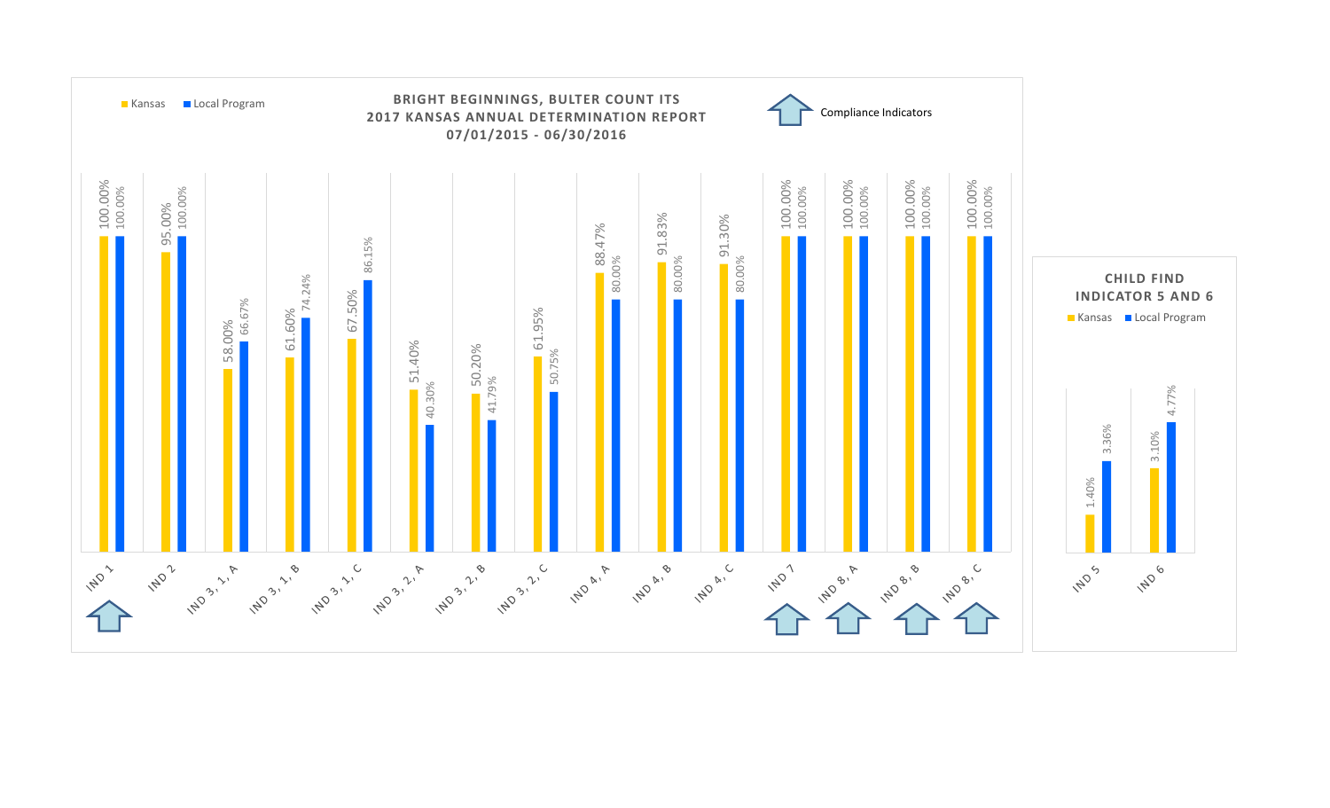Kansas  Local Program

**BRIGHT BEGINNINGS, BULTER COUNT ITS**
**2017 KANSAS ANNUAL DETERMINATION REPORT**
**07/01/2015 - 06/30/2016**

Compliance Indicators

100.00% 100.00%
95.00% 100.00%
58.00% 66.67%
61.60% 74.24%
67.50% 86.15%
51.40% 40.30%
50.20% 41.79%
61.95% 50.75%
88.47% 80.00%
91.83% 80.00%
91.30% 80.00%
100.00% 100.00%
100.00% 100.00%
100.00% 100.00%
100.00% 100.00%

IND 1
IND 2
IND 3, 1, A
IND 3, 1, B
IND 3, 1, C
IND 3, 2, A
IND 3, 2, B
IND 3, 2, C
IND 4, A
IND 4, B
IND 4, C
IND 7
IND 8, A
IND 8, B
IND 8, C

**CHILD FIND**
**INDICATOR 5 AND 6**

Kansas  Local Program

1.40% 3.36%
3.10% 4.77%

IND 5
IND 6